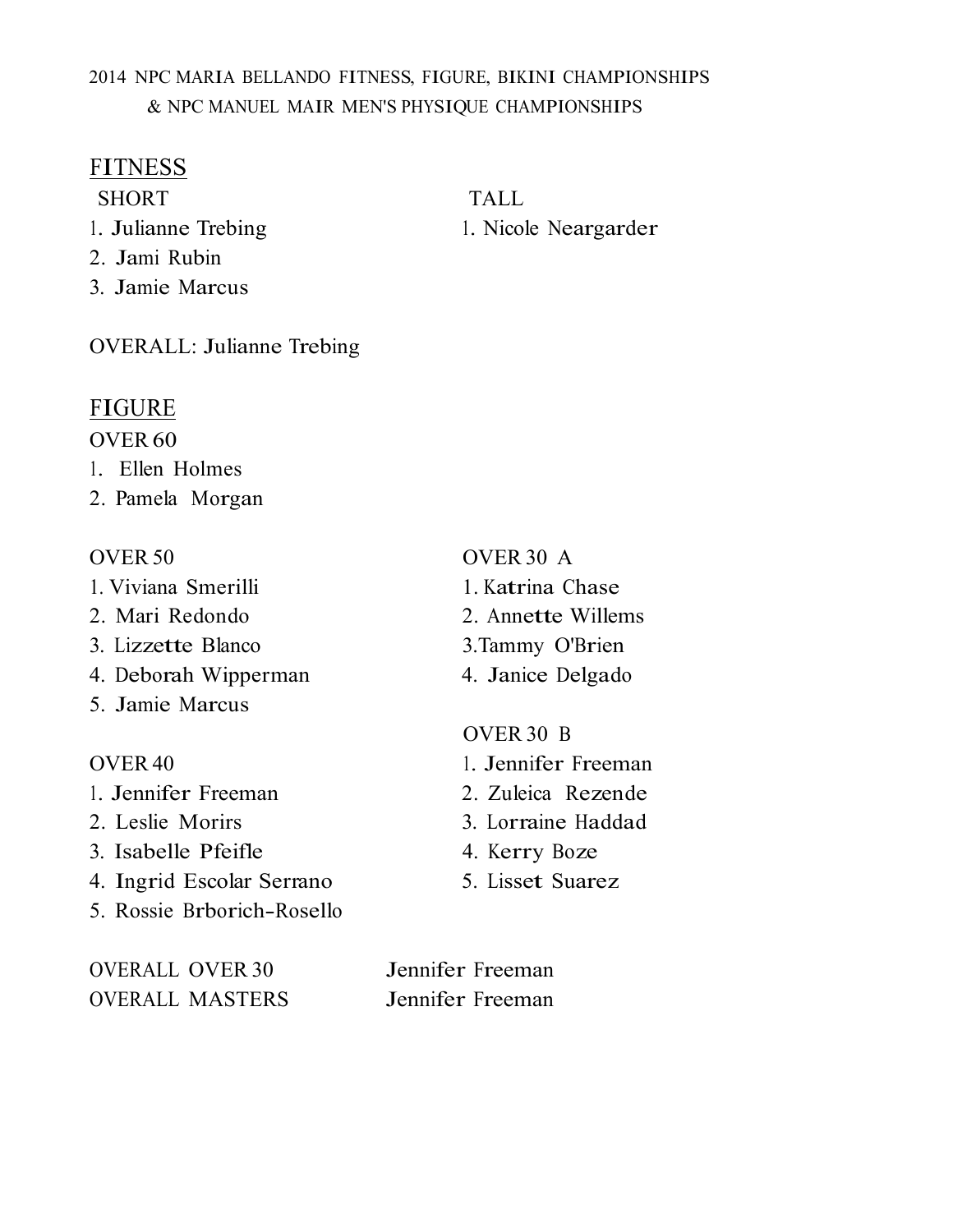2014 NPC MARIA BELLANDO FITNESS, FIGURE, BIKINI CHAMPIONSHIPS
& NPC MANUEL MAIR MEN'S PHYSIQUE CHAMPIONSHIPS

## FITNESS

SHORT
1. Julianne Trebing
2. Jami Rubin
3. Jamie Marcus

TALL
1. Nicole Neargarder

OVERALL: Julianne Trebing

## FIGURE

OVER 60
1. Ellen Holmes
2. Pamela Morgan

OVER 50
1. Viviana Smerilli
2. Mari Redondo
3. Lizzette Blanco
4. Deborah Wipperman
5. Jamie Marcus

OVER 40
1. Jennifer Freeman
2. Leslie Morirs
3. Isabelle Pfeifle
4. Ingrid Escolar Serrano
5. Rossie Brborich-Rosello

OVER 30 A
1. Katrina Chase
2. Annette Willems
3. Tammy O'Brien
4. Janice Delgado

OVER 30 B
1. Jennifer Freeman
2. Zuleica Rezende
3. Lorraine Haddad
4. Kerry Boze
5. Lisset Suarez

OVERALL OVER 30 Jennifer Freeman
OVERALL MASTERS Jennifer Freeman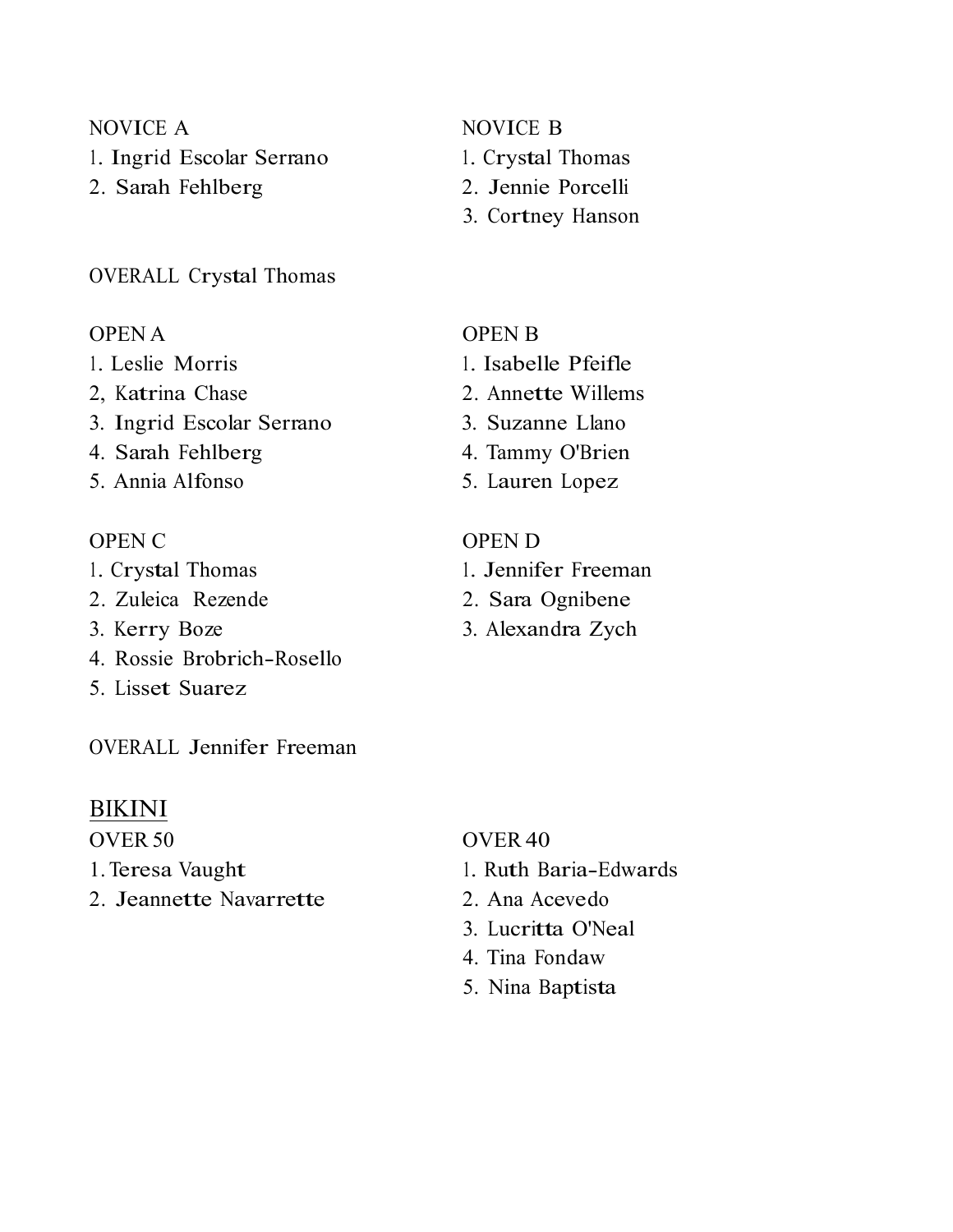NOVICE A
1. Ingrid Escolar Serrano
2. Sarah Fehlberg

NOVICE B
1. Crystal Thomas
2. Jennie Porcelli
3. Cortney Hanson

OVERALL Crystal Thomas

OPEN A
1. Leslie Morris
2, Katrina Chase
3. Ingrid Escolar Serrano
4. Sarah Fehlberg
5. Annia Alfonso

OPEN B
1. Isabelle Pfeifle
2. Annette Willems
3. Suzanne Llano
4. Tammy O'Brien
5. Lauren Lopez

OPEN C
1. Crystal Thomas
2. Zuleica Rezende
3. Kerry Boze
4. Rossie Brobrich-Rosello
5. Lisset Suarez

OPEN D
1. Jennifer Freeman
2. Sara Ognibene
3. Alexandra Zych

OVERALL Jennifer Freeman

## BIKINI

OVER 50
1. Teresa Vaught
2. Jeannette Navarrette

OVER 40
1. Ruth Baria-Edwards
2. Ana Acevedo
3. Lucritta O'Neal
4. Tina Fondaw
5. Nina Baptista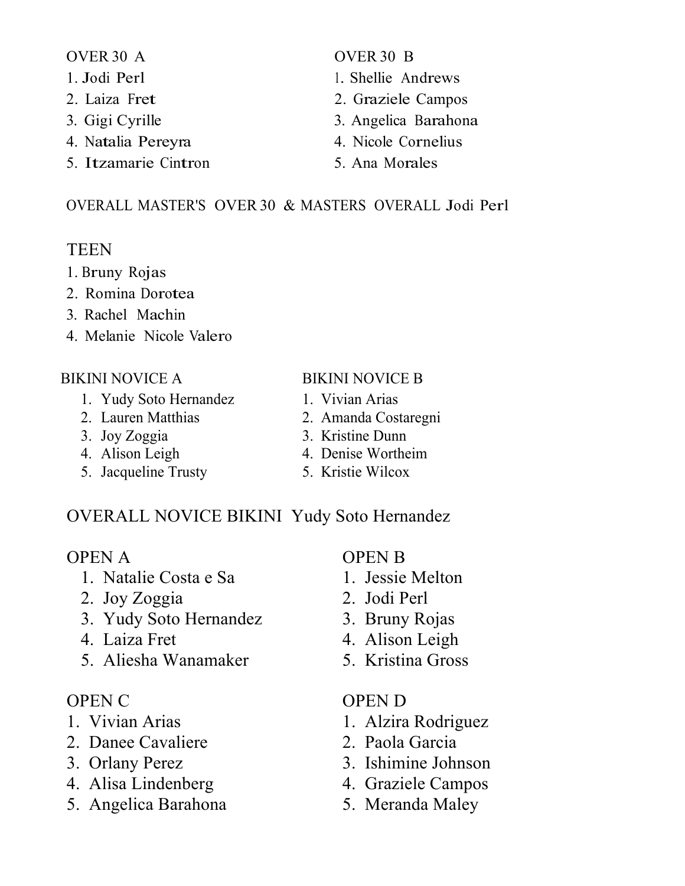## OVER 30 A

1. Jodi Perl
2. Laiza Fret
3. Gigi Cyrille
4. Natalia Pereyra
5. Itzamarie Cintron

## OVER 30 B

1. Shellie Andrews
2. Graziele Campos
3. Angelica Barahona
4. Nicole Cornelius
5. Ana Morales

OVERALL MASTER'S OVER 30 & MASTERS OVERALL Jodi Perl

## TEEN

1. Bruny Rojas
2. Romina Dorotea
3. Rachel Machin
4. Melanie Nicole Valero

## BIKINI NOVICE A

1. Yudy Soto Hernandez
2. Lauren Matthias
3. Joy Zoggia
4. Alison Leigh
5. Jacqueline Trusty

## BIKINI NOVICE B

1. Vivian Arias
2. Amanda Costaregni
3. Kristine Dunn
4. Denise Wortheim
5. Kristie Wilcox

OVERALL NOVICE BIKINI Yudy Soto Hernandez

## OPEN A

1. Natalie Costa e Sa
2. Joy Zoggia
3. Yudy Soto Hernandez
4. Laiza Fret
5. Aliesha Wanamaker

## OPEN B

1. Jessie Melton
2. Jodi Perl
3. Bruny Rojas
4. Alison Leigh
5. Kristina Gross

## OPEN C

1. Vivian Arias
2. Danee Cavaliere
3. Orlany Perez
4. Alisa Lindenberg
5. Angelica Barahona

## OPEN D

1. Alzira Rodriguez
2. Paola Garcia
3. Ishimine Johnson
4. Graziele Campos
5. Meranda Maley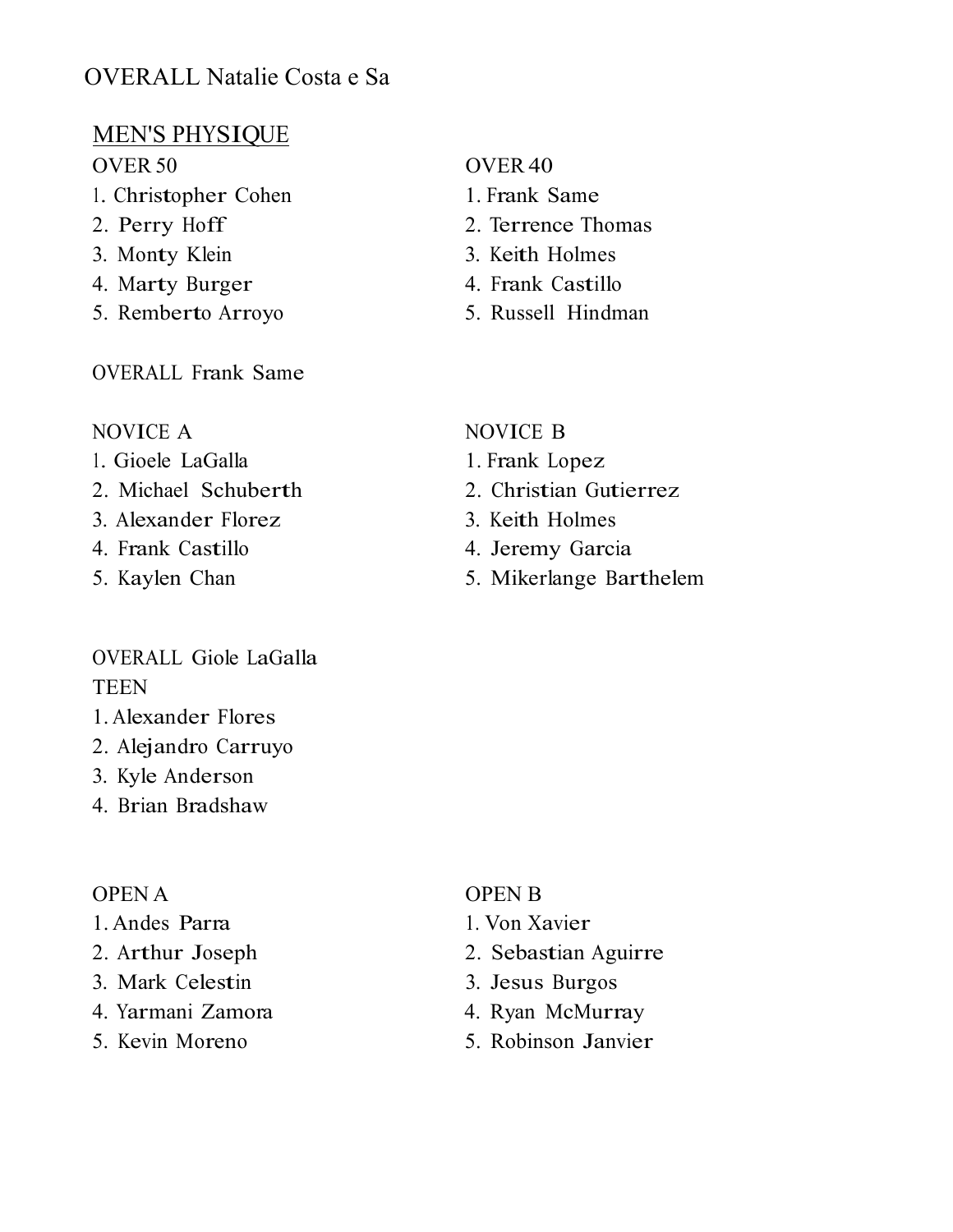OVERALL Natalie Costa e Sa

## MEN'S PHYSIQUE

OVER 50

1. Christopher Cohen
2. Perry Hoff
3. Monty Klein
4. Marty Burger
5. Remberto Arroyo

OVER 40

1. Frank Same
2. Terrence Thomas
3. Keith Holmes
4. Frank Castillo
5. Russell Hindman

OVERALL Frank Same

NOVICE A

1. Gioele LaGalla
2. Michael Schuberth
3. Alexander Florez
4. Frank Castillo
5. Kaylen Chan

NOVICE B

1. Frank Lopez
2. Christian Gutierrez
3. Keith Holmes
4. Jeremy Garcia
5. Mikerlange Barthelem

OVERALL Giole LaGalla

TEEN

1. Alexander Flores
2. Alejandro Carruyo
3. Kyle Anderson
4. Brian Bradshaw

OPEN A

1. Andes Parra
2. Arthur Joseph
3. Mark Celestin
4. Yarmani Zamora
5. Kevin Moreno

OPEN B

1. Von Xavier
2. Sebastian Aguirre
3. Jesus Burgos
4. Ryan McMurray
5. Robinson Janvier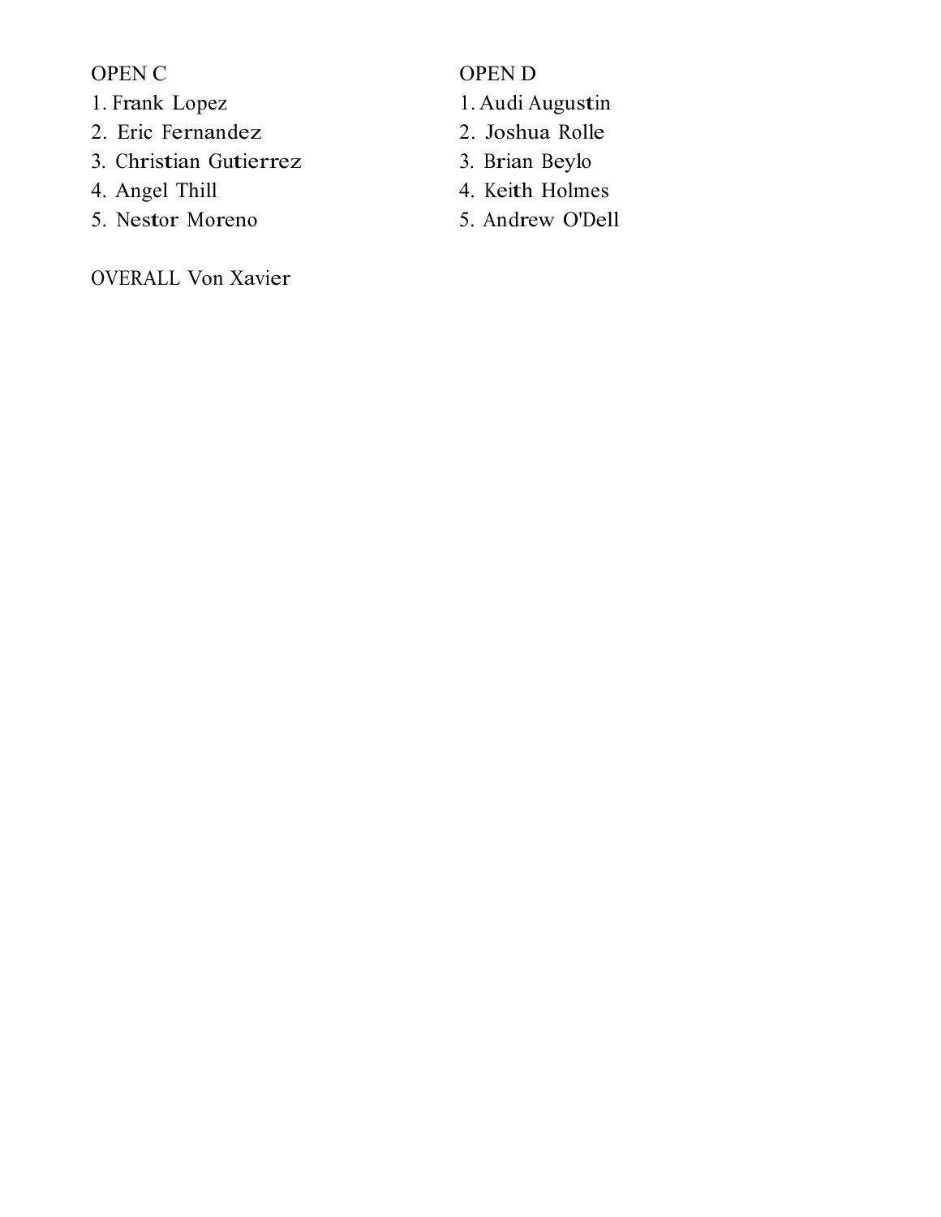OPEN C

1. Frank Lopez
2. Eric Fernandez
3. Christian Gutierrez
4. Angel Thill
5. Nestor Moreno

OPEN D

1. Audi Augustin
2. Joshua Rolle
3. Brian Beylo
4. Keith Holmes
5. Andrew O'Dell

OVERALL Von Xavier